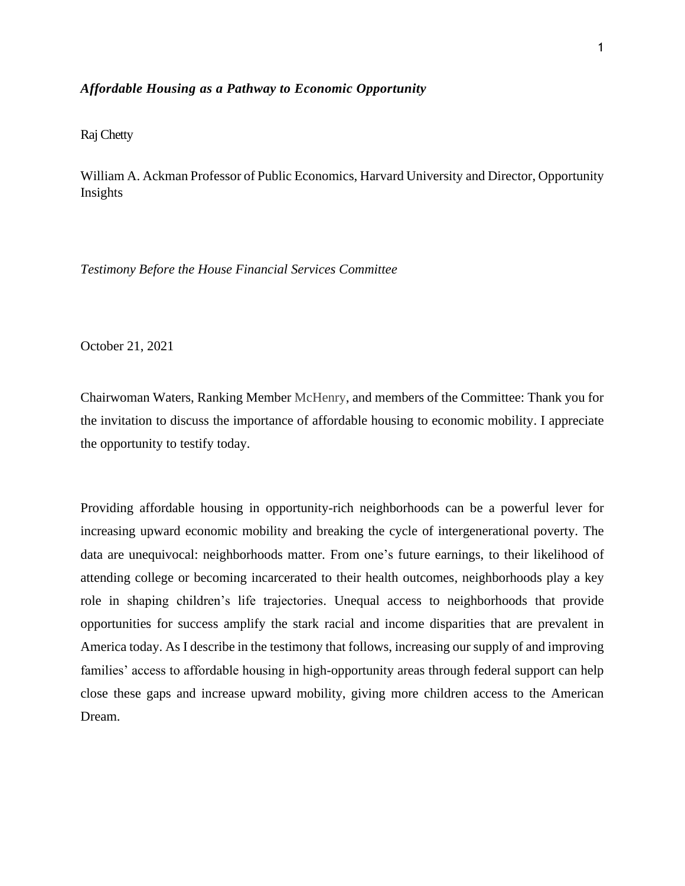***Affordable Housing as a Pathway to Economic Opportunity***

Raj Chetty

William A. Ackman Professor of Public Economics, Harvard University and Director, Opportunity Insights

*Testimony Before the House Financial Services Committee*

October 21, 2021

Chairwoman Waters, Ranking Member McHenry, and members of the Committee: Thank you for the invitation to discuss the importance of affordable housing to economic mobility. I appreciate the opportunity to testify today.

Providing affordable housing in opportunity-rich neighborhoods can be a powerful lever for increasing upward economic mobility and breaking the cycle of intergenerational poverty. The data are unequivocal: neighborhoods matter. From one's future earnings, to their likelihood of attending college or becoming incarcerated to their health outcomes, neighborhoods play a key role in shaping children's life trajectories. Unequal access to neighborhoods that provide opportunities for success amplify the stark racial and income disparities that are prevalent in America today. As I describe in the testimony that follows, increasing our supply of and improving families' access to affordable housing in high-opportunity areas through federal support can help close these gaps and increase upward mobility, giving more children access to the American Dream.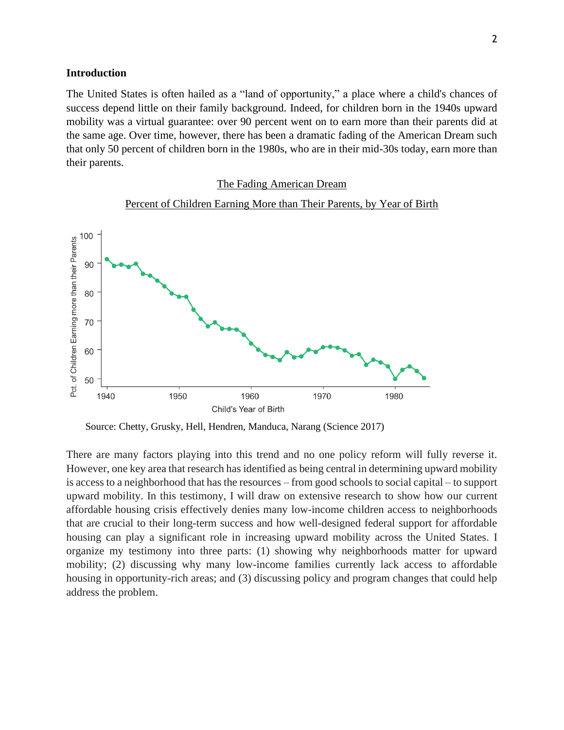## Introduction

The United States is often hailed as a "land of opportunity," a place where a child's chances of success depend little on their family background. Indeed, for children born in the 1940s upward mobility was a virtual guarantee: over 90 percent went on to earn more than their parents did at the same age. Over time, however, there has been a dramatic fading of the American Dream such that only 50 percent of children born in the 1980s, who are in their mid-30s today, earn more than their parents.

The Fading American Dream

Percent of Children Earning More than Their Parents, by Year of Birth

Source: Chetty, Grusky, Hell, Hendren, Manduca, Narang (Science 2017)

There are many factors playing into this trend and no one policy reform will fully reverse it. However, one key area that research has identified as being central in determining upward mobility is access to a neighborhood that has the resources – from good schools to social capital – to support upward mobility. In this testimony, I will draw on extensive research to show how our current affordable housing crisis effectively denies many low-income children access to neighborhoods that are crucial to their long-term success and how well-designed federal support for affordable housing can play a significant role in increasing upward mobility across the United States. I organize my testimony into three parts: (1) showing why neighborhoods matter for upward mobility; (2) discussing why many low-income families currently lack access to affordable housing in opportunity-rich areas; and (3) discussing policy and program changes that could help address the problem.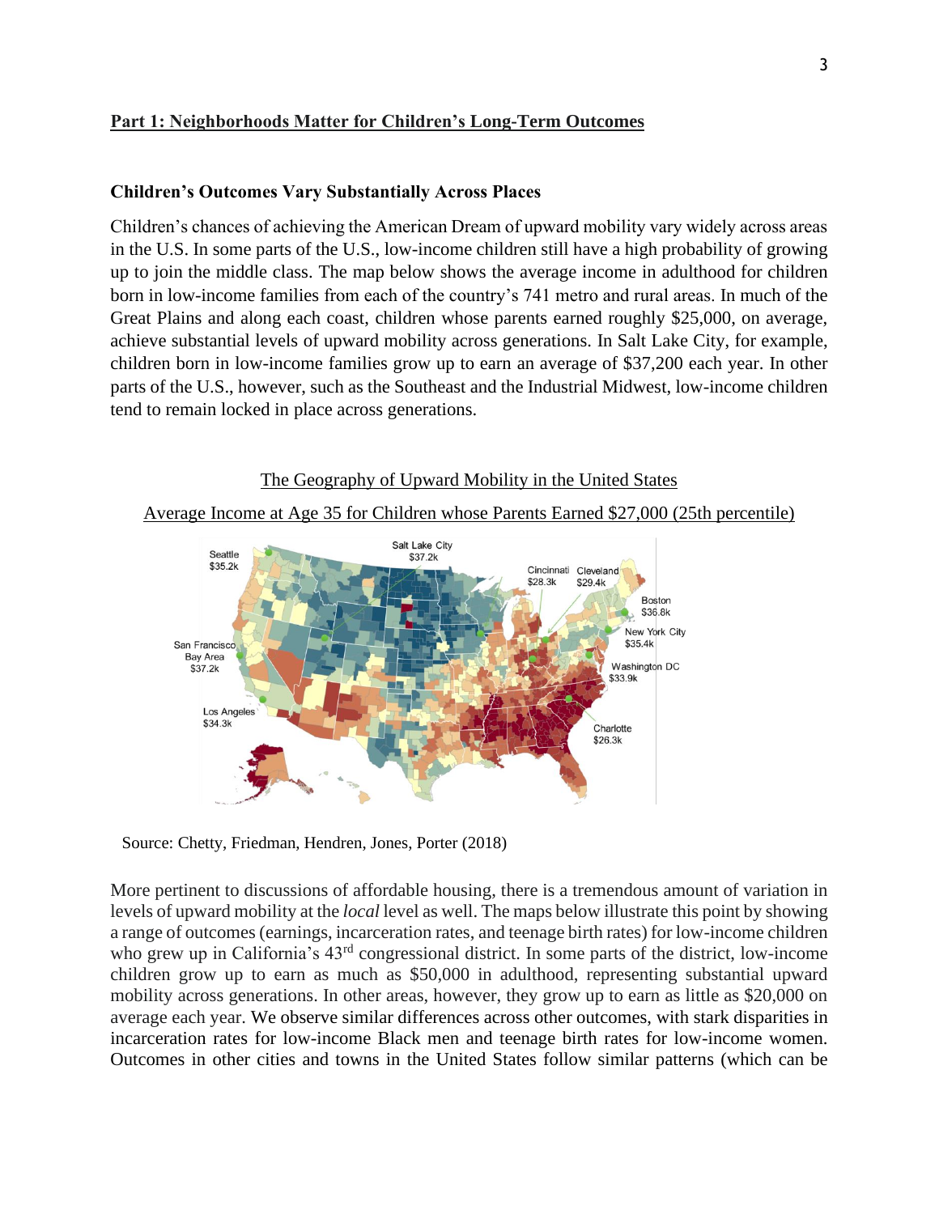## Part 1: Neighborhoods Matter for Children's Long-Term Outcomes

### Children's Outcomes Vary Substantially Across Places

Children's chances of achieving the American Dream of upward mobility vary widely across areas in the U.S. In some parts of the U.S., low-income children still have a high probability of growing up to join the middle class. The map below shows the average income in adulthood for children born in low-income families from each of the country's 741 metro and rural areas. In much of the Great Plains and along each coast, children whose parents earned roughly $25,000, on average, achieve substantial levels of upward mobility across generations. In Salt Lake City, for example, children born in low-income families grow up to earn an average of $37,200 each year. In other parts of the U.S., however, such as the Southeast and the Industrial Midwest, low-income children tend to remain locked in place across generations.

The Geography of Upward Mobility in the United States

Average Income at Age 35 for Children whose Parents Earned $27,000 (25th percentile)

Seattle $35.2k
Salt Lake City $37.2k
Cincinnati $28.3k
Cleveland $29.4k
Boston $36.8k
New York City $35.4k
San Francisco Bay Area $37.2k
Washington DC $33.9k
Los Angeles $34.3k
Charlotte $26.3k

Source: Chetty, Friedman, Hendren, Jones, Porter (2018)

More pertinent to discussions of affordable housing, there is a tremendous amount of variation in levels of upward mobility at the *local* level as well. The maps below illustrate this point by showing a range of outcomes (earnings, incarceration rates, and teenage birth rates) for low-income children who grew up in California's 43rd congressional district. In some parts of the district, low-income children grow up to earn as much as $50,000 in adulthood, representing substantial upward mobility across generations. In other areas, however, they grow up to earn as little as $20,000 on average each year. We observe similar differences across other outcomes, with stark disparities in incarceration rates for low-income Black men and teenage birth rates for low-income women. Outcomes in other cities and towns in the United States follow similar patterns (which can be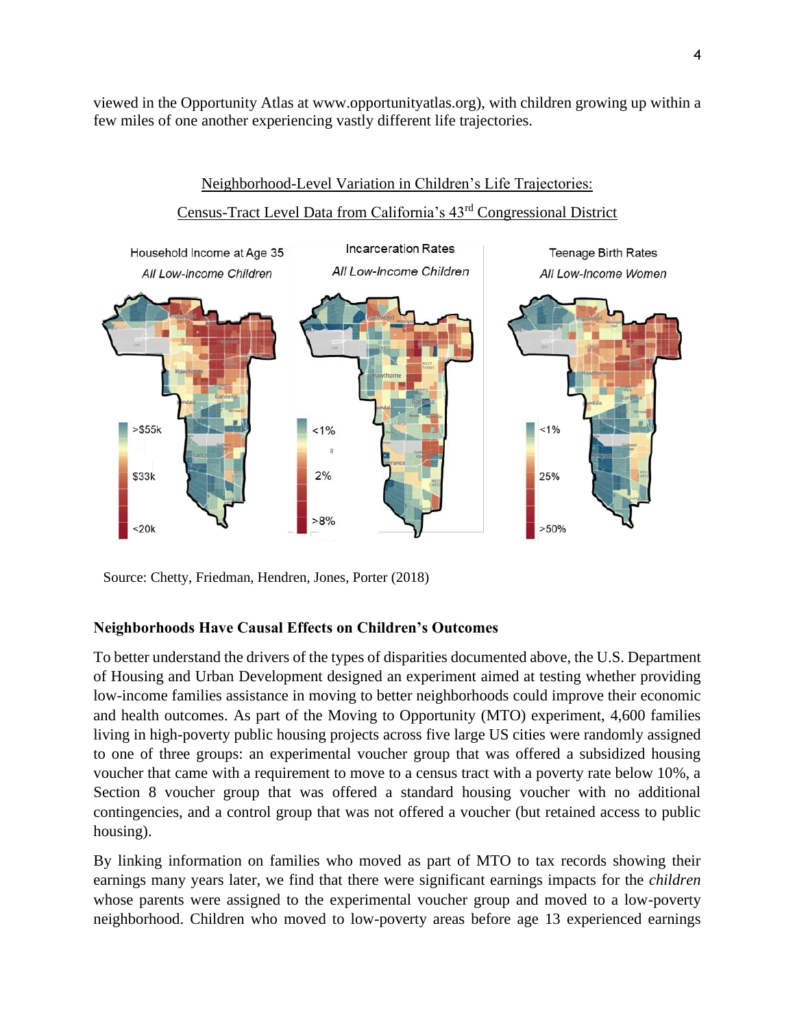viewed in the Opportunity Atlas at www.opportunityatlas.org), with children growing up within a few miles of one another experiencing vastly different life trajectories.

Neighborhood-Level Variation in Children's Life Trajectories:

Census-Tract Level Data from California's 43rd Congressional District

Source: Chetty, Friedman, Hendren, Jones, Porter (2018)

**Neighborhoods Have Causal Effects on Children's Outcomes**

To better understand the drivers of the types of disparities documented above, the U.S. Department of Housing and Urban Development designed an experiment aimed at testing whether providing low-income families assistance in moving to better neighborhoods could improve their economic and health outcomes. As part of the Moving to Opportunity (MTO) experiment, 4,600 families living in high-poverty public housing projects across five large US cities were randomly assigned to one of three groups: an experimental voucher group that was offered a subsidized housing voucher that came with a requirement to move to a census tract with a poverty rate below 10%, a Section 8 voucher group that was offered a standard housing voucher with no additional contingencies, and a control group that was not offered a voucher (but retained access to public housing).

By linking information on families who moved as part of MTO to tax records showing their earnings many years later, we find that there were significant earnings impacts for the *children* whose parents were assigned to the experimental voucher group and moved to a low-poverty neighborhood. Children who moved to low-poverty areas before age 13 experienced earnings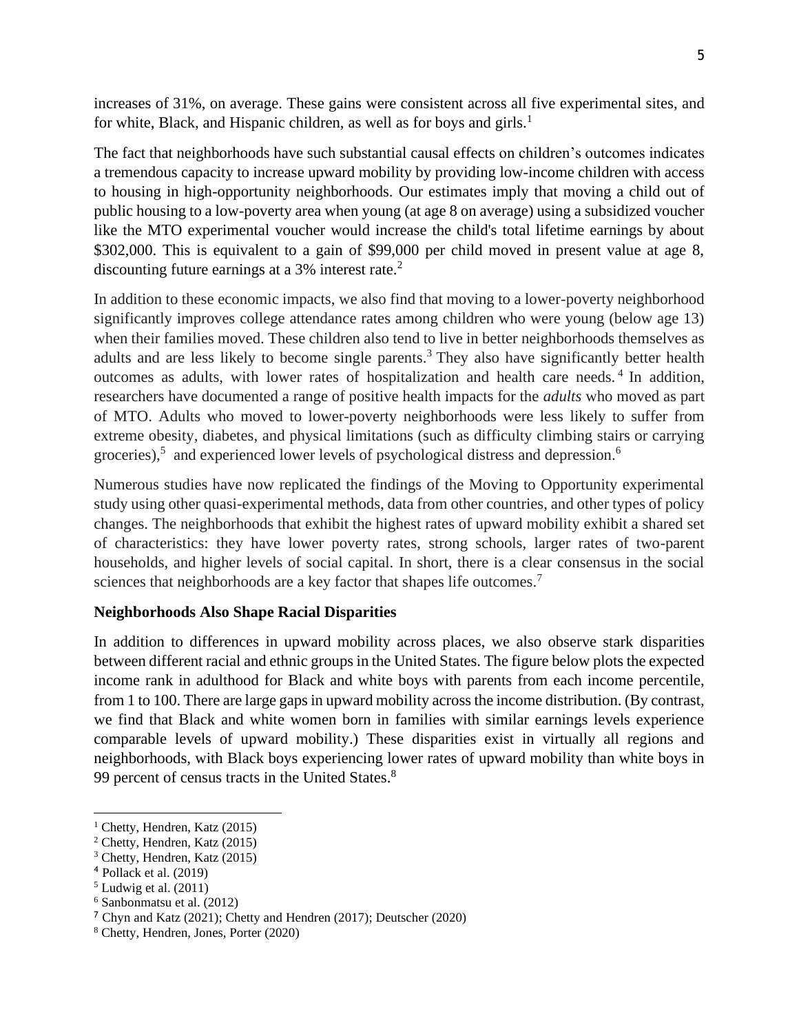increases of 31%, on average. These gains were consistent across all five experimental sites, and for white, Black, and Hispanic children, as well as for boys and girls.[1]

The fact that neighborhoods have such substantial causal effects on children's outcomes indicates a tremendous capacity to increase upward mobility by providing low-income children with access to housing in high-opportunity neighborhoods. Our estimates imply that moving a child out of public housing to a low-poverty area when young (at age 8 on average) using a subsidized voucher like the MTO experimental voucher would increase the child's total lifetime earnings by about $302,000. This is equivalent to a gain of $99,000 per child moved in present value at age 8, discounting future earnings at a 3% interest rate.[2]

In addition to these economic impacts, we also find that moving to a lower-poverty neighborhood significantly improves college attendance rates among children who were young (below age 13) when their families moved. These children also tend to live in better neighborhoods themselves as adults and are less likely to become single parents.[3] They also have significantly better health outcomes as adults, with lower rates of hospitalization and health care needs.[4] In addition, researchers have documented a range of positive health impacts for the *adults* who moved as part of MTO. Adults who moved to lower-poverty neighborhoods were less likely to suffer from extreme obesity, diabetes, and physical limitations (such as difficulty climbing stairs or carrying groceries),[5] and experienced lower levels of psychological distress and depression.[6]

Numerous studies have now replicated the findings of the Moving to Opportunity experimental study using other quasi-experimental methods, data from other countries, and other types of policy changes. The neighborhoods that exhibit the highest rates of upward mobility exhibit a shared set of characteristics: they have lower poverty rates, strong schools, larger rates of two-parent households, and higher levels of social capital. In short, there is a clear consensus in the social sciences that neighborhoods are a key factor that shapes life outcomes.[7]

**Neighborhoods Also Shape Racial Disparities**

In addition to differences in upward mobility across places, we also observe stark disparities between different racial and ethnic groups in the United States. The figure below plots the expected income rank in adulthood for Black and white boys with parents from each income percentile, from 1 to 100. There are large gaps in upward mobility across the income distribution. (By contrast, we find that Black and white women born in families with similar earnings levels experience comparable levels of upward mobility.) These disparities exist in virtually all regions and neighborhoods, with Black boys experiencing lower rates of upward mobility than white boys in 99 percent of census tracts in the United States.[8]

---

[1] Chetty, Hendren, Katz (2015)
[2] Chetty, Hendren, Katz (2015)
[3] Chetty, Hendren, Katz (2015)
[4] Pollack et al. (2019)
[5] Ludwig et al. (2011)
[6] Sanbonmatsu et al. (2012)
[7] Chyn and Katz (2021); Chetty and Hendren (2017); Deutscher (2020)
[8] Chetty, Hendren, Jones, Porter (2020)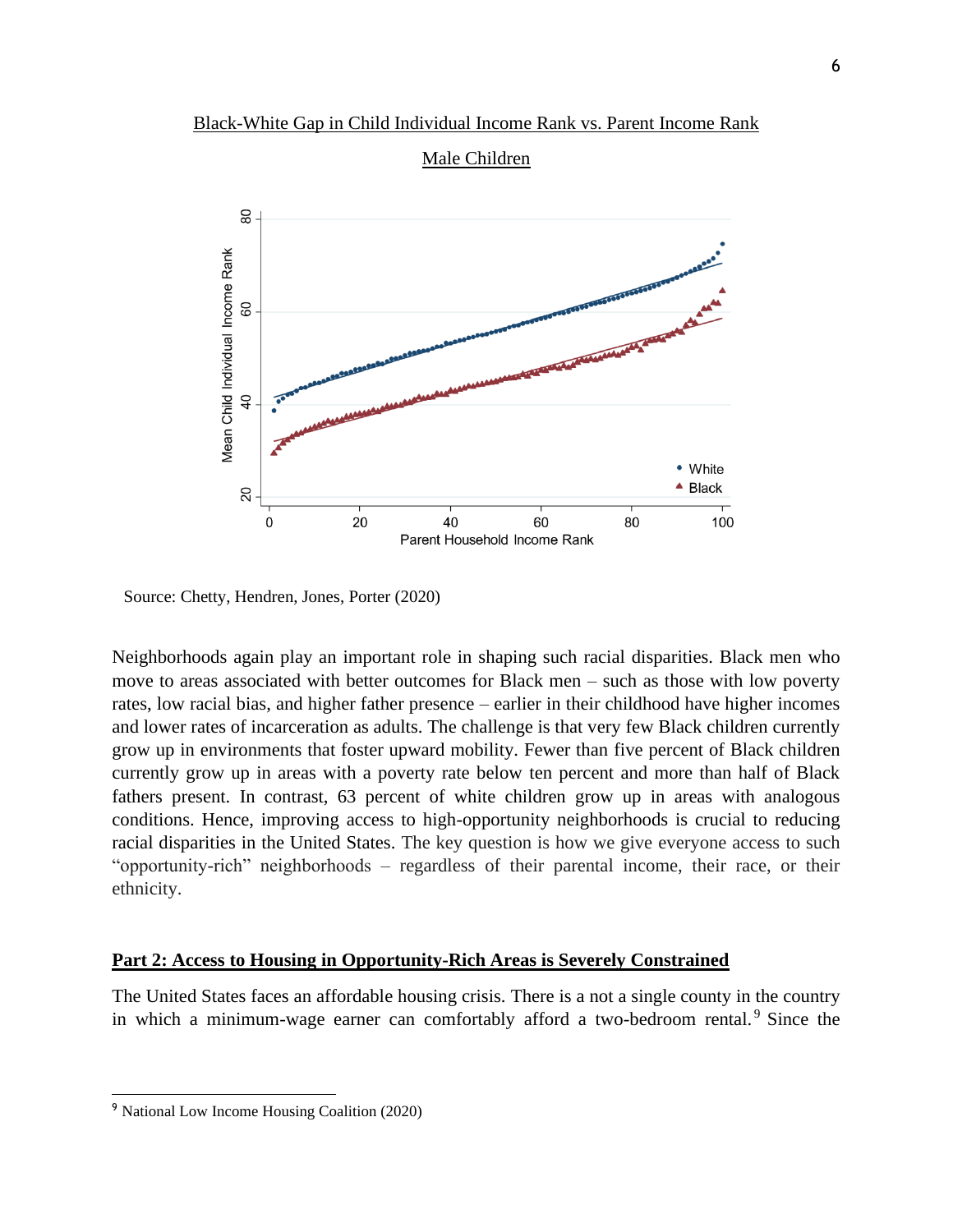Black-White Gap in Child Individual Income Rank vs. Parent Income Rank

Male Children

Source: Chetty, Hendren, Jones, Porter (2020)

Neighborhoods again play an important role in shaping such racial disparities. Black men who move to areas associated with better outcomes for Black men – such as those with low poverty rates, low racial bias, and higher father presence – earlier in their childhood have higher incomes and lower rates of incarceration as adults. The challenge is that very few Black children currently grow up in environments that foster upward mobility. Fewer than five percent of Black children currently grow up in areas with a poverty rate below ten percent and more than half of Black fathers present. In contrast, 63 percent of white children grow up in areas with analogous conditions. Hence, improving access to high-opportunity neighborhoods is crucial to reducing racial disparities in the United States. The key question is how we give everyone access to such "opportunity-rich" neighborhoods – regardless of their parental income, their race, or their ethnicity.

## Part 2: Access to Housing in Opportunity-Rich Areas is Severely Constrained

The United States faces an affordable housing crisis. There is a not a single county in the country in which a minimum-wage earner can comfortably afford a two-bedroom rental.[9] Since the

[9] National Low Income Housing Coalition (2020)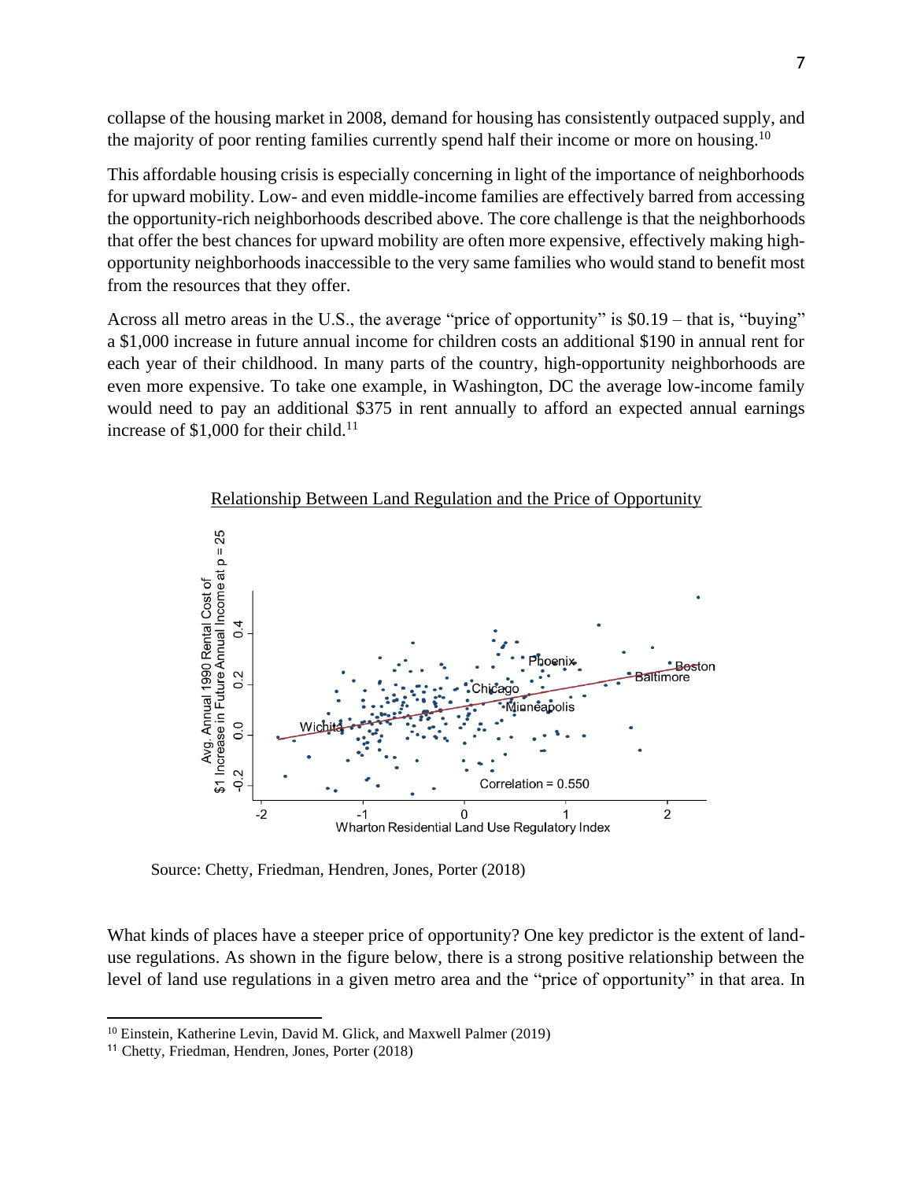collapse of the housing market in 2008, demand for housing has consistently outpaced supply, and the majority of poor renting families currently spend half their income or more on housing.[10]

This affordable housing crisis is especially concerning in light of the importance of neighborhoods for upward mobility. Low- and even middle-income families are effectively barred from accessing the opportunity-rich neighborhoods described above. The core challenge is that the neighborhoods that offer the best chances for upward mobility are often more expensive, effectively making high-opportunity neighborhoods inaccessible to the very same families who would stand to benefit most from the resources that they offer.

Across all metro areas in the U.S., the average "price of opportunity" is $0.19 – that is, "buying" a $1,000 increase in future annual income for children costs an additional $190 in annual rent for each year of their childhood. In many parts of the country, high-opportunity neighborhoods are even more expensive. To take one example, in Washington, DC the average low-income family would need to pay an additional $375 in rent annually to afford an expected annual earnings increase of $1,000 for their child.[11]

Relationship Between Land Regulation and the Price of Opportunity

Source: Chetty, Friedman, Hendren, Jones, Porter (2018)

What kinds of places have a steeper price of opportunity? One key predictor is the extent of land-use regulations. As shown in the figure below, there is a strong positive relationship between the level of land use regulations in a given metro area and the "price of opportunity" in that area. In

[10] Einstein, Katherine Levin, David M. Glick, and Maxwell Palmer (2019)

[11] Chetty, Friedman, Hendren, Jones, Porter (2018)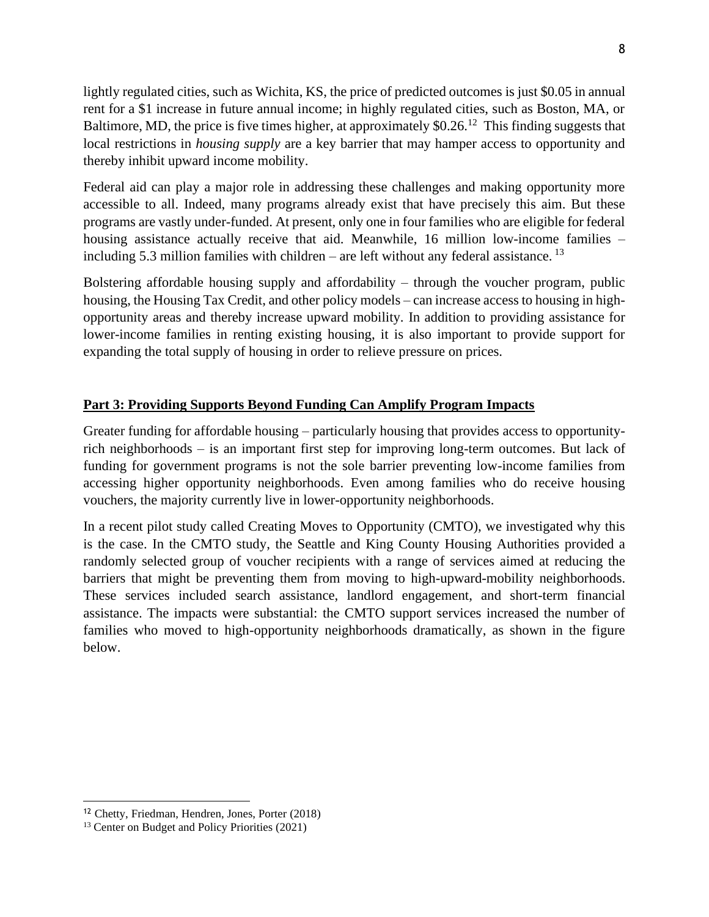lightly regulated cities, such as Wichita, KS, the price of predicted outcomes is just $0.05 in annual rent for a $1 increase in future annual income; in highly regulated cities, such as Boston, MA, or Baltimore, MD, the price is five times higher, at approximately $0.26.[12] This finding suggests that local restrictions in *housing supply* are a key barrier that may hamper access to opportunity and thereby inhibit upward income mobility.

Federal aid can play a major role in addressing these challenges and making opportunity more accessible to all. Indeed, many programs already exist that have precisely this aim. But these programs are vastly under-funded. At present, only one in four families who are eligible for federal housing assistance actually receive that aid. Meanwhile, 16 million low-income families – including 5.3 million families with children – are left without any federal assistance.[13]

Bolstering affordable housing supply and affordability – through the voucher program, public housing, the Housing Tax Credit, and other policy models – can increase access to housing in high-opportunity areas and thereby increase upward mobility. In addition to providing assistance for lower-income families in renting existing housing, it is also important to provide support for expanding the total supply of housing in order to relieve pressure on prices.

## **Part 3: Providing Supports Beyond Funding Can Amplify Program Impacts**

Greater funding for affordable housing – particularly housing that provides access to opportunity-rich neighborhoods – is an important first step for improving long-term outcomes. But lack of funding for government programs is not the sole barrier preventing low-income families from accessing higher opportunity neighborhoods. Even among families who do receive housing vouchers, the majority currently live in lower-opportunity neighborhoods.

In a recent pilot study called Creating Moves to Opportunity (CMTO), we investigated why this is the case. In the CMTO study, the Seattle and King County Housing Authorities provided a randomly selected group of voucher recipients with a range of services aimed at reducing the barriers that might be preventing them from moving to high-upward-mobility neighborhoods. These services included search assistance, landlord engagement, and short-term financial assistance. The impacts were substantial: the CMTO support services increased the number of families who moved to high-opportunity neighborhoods dramatically, as shown in the figure below.

[12] Chetty, Friedman, Hendren, Jones, Porter (2018)

[13] Center on Budget and Policy Priorities (2021)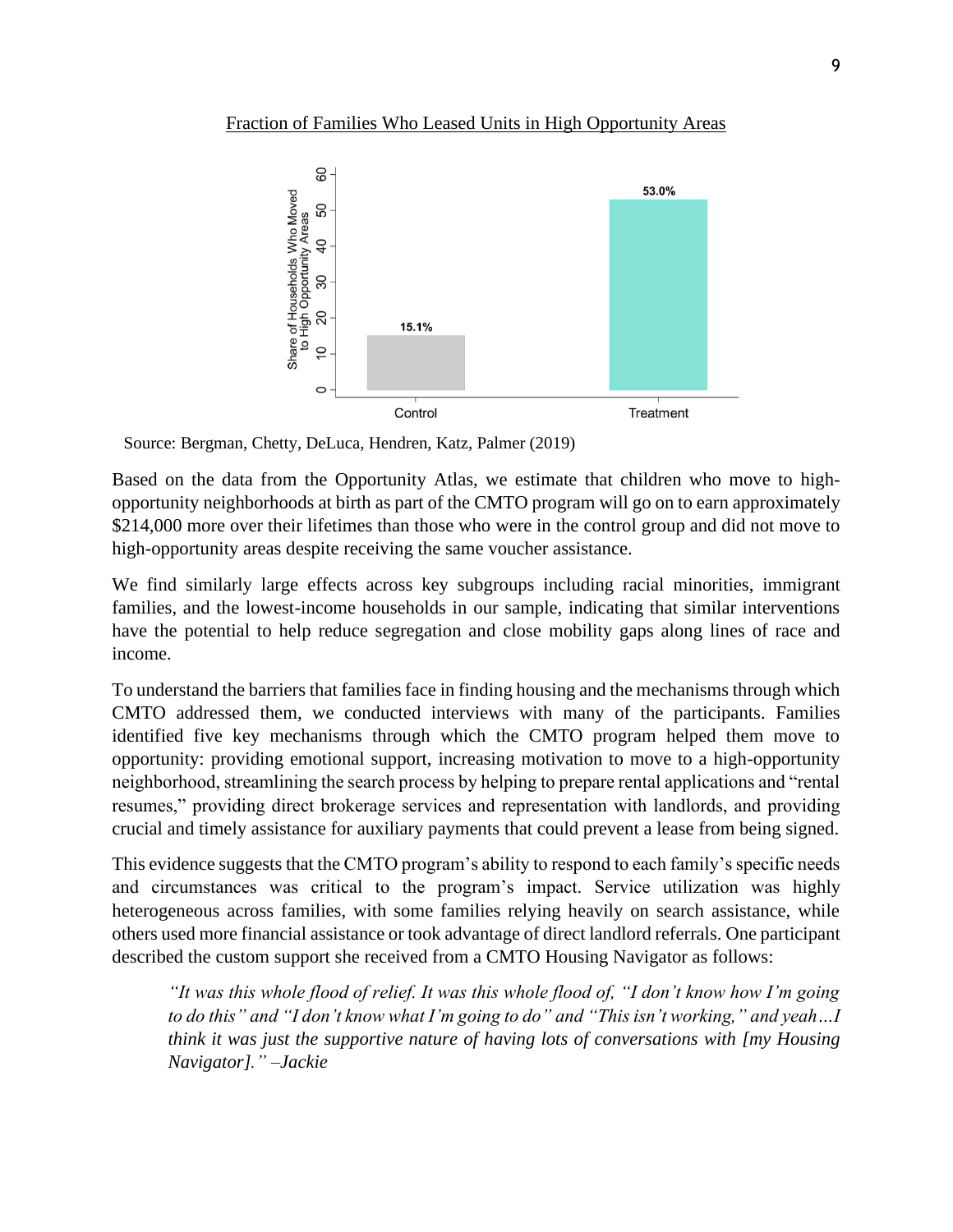Fraction of Families Who Leased Units in High Opportunity Areas

Source: Bergman, Chetty, DeLuca, Hendren, Katz, Palmer (2019)

Based on the data from the Opportunity Atlas, we estimate that children who move to high-opportunity neighborhoods at birth as part of the CMTO program will go on to earn approximately $214,000 more over their lifetimes than those who were in the control group and did not move to high-opportunity areas despite receiving the same voucher assistance.

We find similarly large effects across key subgroups including racial minorities, immigrant families, and the lowest-income households in our sample, indicating that similar interventions have the potential to help reduce segregation and close mobility gaps along lines of race and income.

To understand the barriers that families face in finding housing and the mechanisms through which CMTO addressed them, we conducted interviews with many of the participants. Families identified five key mechanisms through which the CMTO program helped them move to opportunity: providing emotional support, increasing motivation to move to a high-opportunity neighborhood, streamlining the search process by helping to prepare rental applications and "rental resumes," providing direct brokerage services and representation with landlords, and providing crucial and timely assistance for auxiliary payments that could prevent a lease from being signed.

This evidence suggests that the CMTO program's ability to respond to each family's specific needs and circumstances was critical to the program's impact. Service utilization was highly heterogeneous across families, with some families relying heavily on search assistance, while others used more financial assistance or took advantage of direct landlord referrals. One participant described the custom support she received from a CMTO Housing Navigator as follows:

> *"It was this whole flood of relief. It was this whole flood of, "I don't know how I'm going to do this" and "I don't know what I'm going to do" and "This isn't working," and yeah…I think it was just the supportive nature of having lots of conversations with [my Housing Navigator]." –Jackie*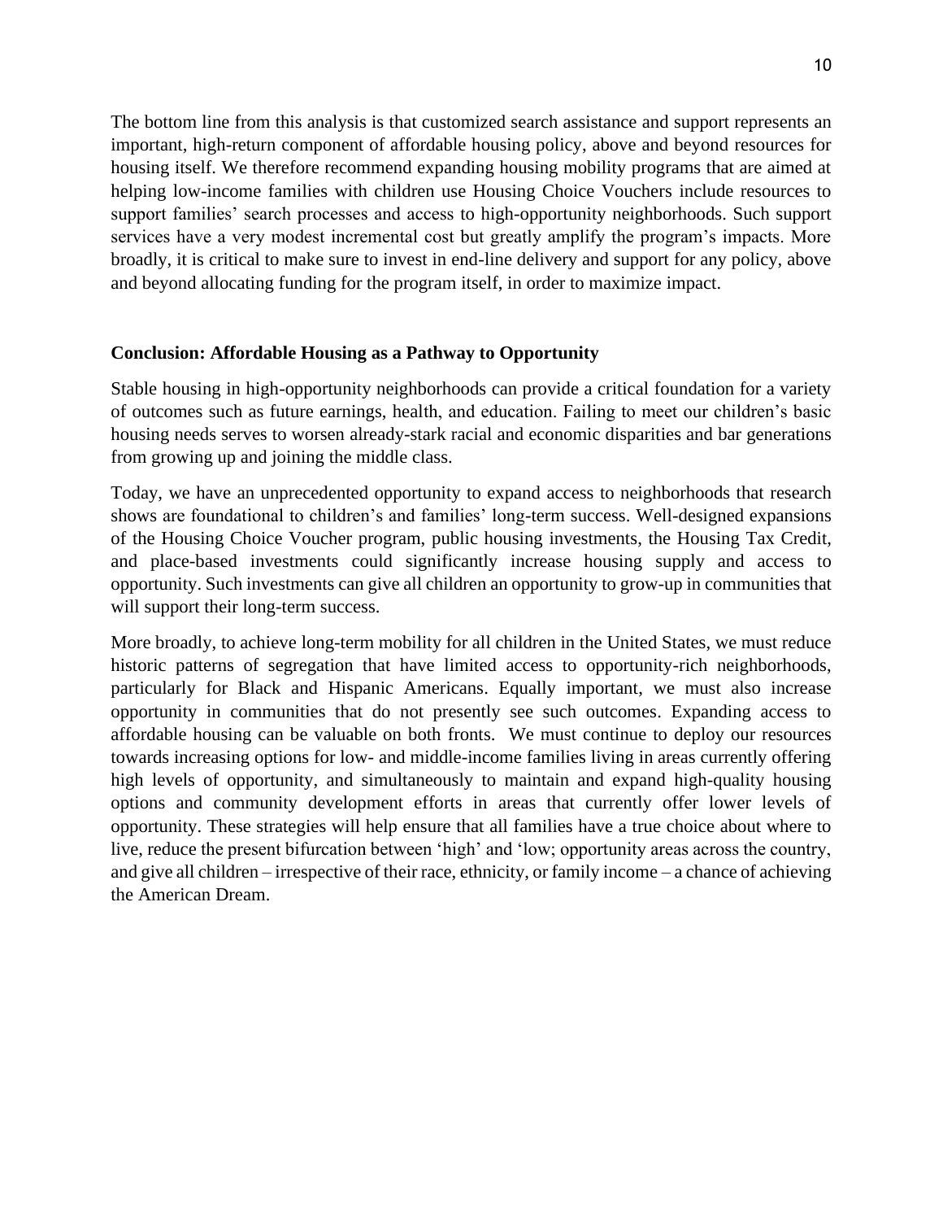The bottom line from this analysis is that customized search assistance and support represents an important, high-return component of affordable housing policy, above and beyond resources for housing itself. We therefore recommend expanding housing mobility programs that are aimed at helping low-income families with children use Housing Choice Vouchers include resources to support families' search processes and access to high-opportunity neighborhoods. Such support services have a very modest incremental cost but greatly amplify the program's impacts. More broadly, it is critical to make sure to invest in end-line delivery and support for any policy, above and beyond allocating funding for the program itself, in order to maximize impact.

**Conclusion: Affordable Housing as a Pathway to Opportunity**

Stable housing in high-opportunity neighborhoods can provide a critical foundation for a variety of outcomes such as future earnings, health, and education. Failing to meet our children's basic housing needs serves to worsen already-stark racial and economic disparities and bar generations from growing up and joining the middle class.

Today, we have an unprecedented opportunity to expand access to neighborhoods that research shows are foundational to children's and families' long-term success. Well-designed expansions of the Housing Choice Voucher program, public housing investments, the Housing Tax Credit, and place-based investments could significantly increase housing supply and access to opportunity. Such investments can give all children an opportunity to grow-up in communities that will support their long-term success.

More broadly, to achieve long-term mobility for all children in the United States, we must reduce historic patterns of segregation that have limited access to opportunity-rich neighborhoods, particularly for Black and Hispanic Americans. Equally important, we must also increase opportunity in communities that do not presently see such outcomes. Expanding access to affordable housing can be valuable on both fronts. We must continue to deploy our resources towards increasing options for low- and middle-income families living in areas currently offering high levels of opportunity, and simultaneously to maintain and expand high-quality housing options and community development efforts in areas that currently offer lower levels of opportunity. These strategies will help ensure that all families have a true choice about where to live, reduce the present bifurcation between 'high' and 'low; opportunity areas across the country, and give all children – irrespective of their race, ethnicity, or family income – a chance of achieving the American Dream.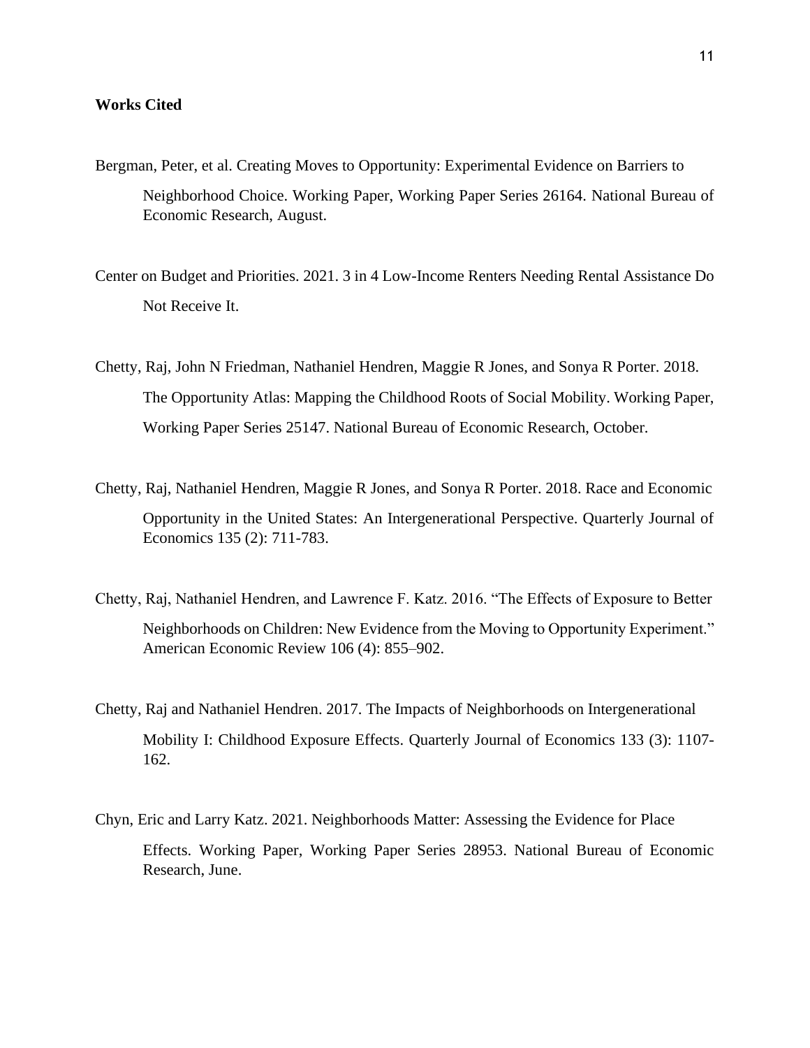**Works Cited**

Bergman, Peter, et al. Creating Moves to Opportunity: Experimental Evidence on Barriers to Neighborhood Choice. Working Paper, Working Paper Series 26164. National Bureau of Economic Research, August.

Center on Budget and Priorities. 2021. 3 in 4 Low-Income Renters Needing Rental Assistance Do Not Receive It.

Chetty, Raj, John N Friedman, Nathaniel Hendren, Maggie R Jones, and Sonya R Porter. 2018. The Opportunity Atlas: Mapping the Childhood Roots of Social Mobility. Working Paper, Working Paper Series 25147. National Bureau of Economic Research, October.

Chetty, Raj, Nathaniel Hendren, Maggie R Jones, and Sonya R Porter. 2018. Race and Economic Opportunity in the United States: An Intergenerational Perspective. Quarterly Journal of Economics 135 (2): 711-783.

Chetty, Raj, Nathaniel Hendren, and Lawrence F. Katz. 2016. "The Effects of Exposure to Better Neighborhoods on Children: New Evidence from the Moving to Opportunity Experiment." American Economic Review 106 (4): 855–902.

Chetty, Raj and Nathaniel Hendren. 2017. The Impacts of Neighborhoods on Intergenerational Mobility I: Childhood Exposure Effects. Quarterly Journal of Economics 133 (3): 1107-162.

Chyn, Eric and Larry Katz. 2021. Neighborhoods Matter: Assessing the Evidence for Place Effects. Working Paper, Working Paper Series 28953. National Bureau of Economic Research, June.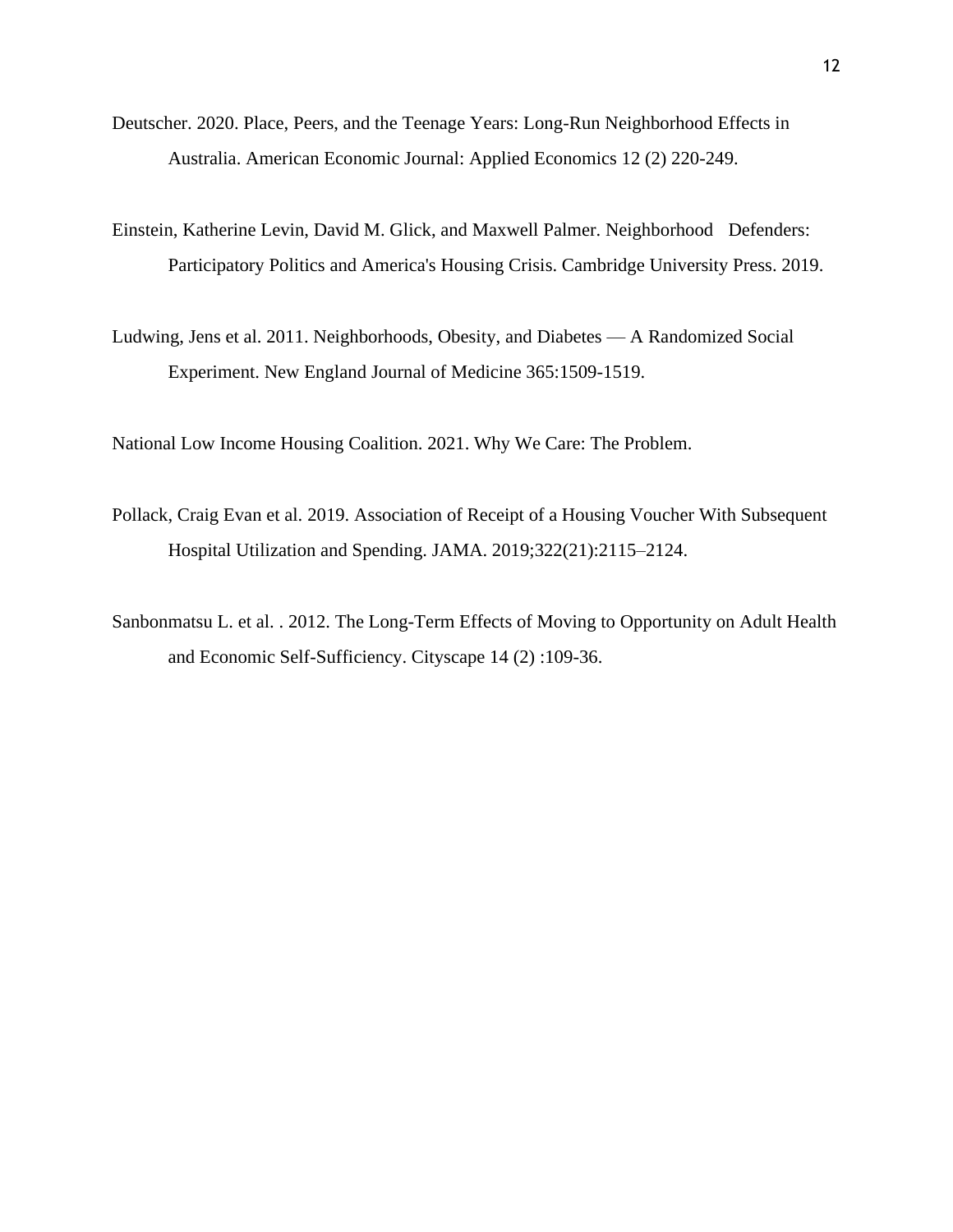Deutscher. 2020. Place, Peers, and the Teenage Years: Long-Run Neighborhood Effects in Australia. American Economic Journal: Applied Economics 12 (2) 220-249.

Einstein, Katherine Levin, David M. Glick, and Maxwell Palmer. Neighborhood Defenders: Participatory Politics and America's Housing Crisis. Cambridge University Press. 2019.

Ludwing, Jens et al. 2011. Neighborhoods, Obesity, and Diabetes — A Randomized Social Experiment. New England Journal of Medicine 365:1509-1519.

National Low Income Housing Coalition. 2021. Why We Care: The Problem.

Pollack, Craig Evan et al. 2019. Association of Receipt of a Housing Voucher With Subsequent Hospital Utilization and Spending. JAMA. 2019;322(21):2115–2124.

Sanbonmatsu L. et al. . 2012. The Long-Term Effects of Moving to Opportunity on Adult Health and Economic Self-Sufficiency. Cityscape 14 (2) :109-36.